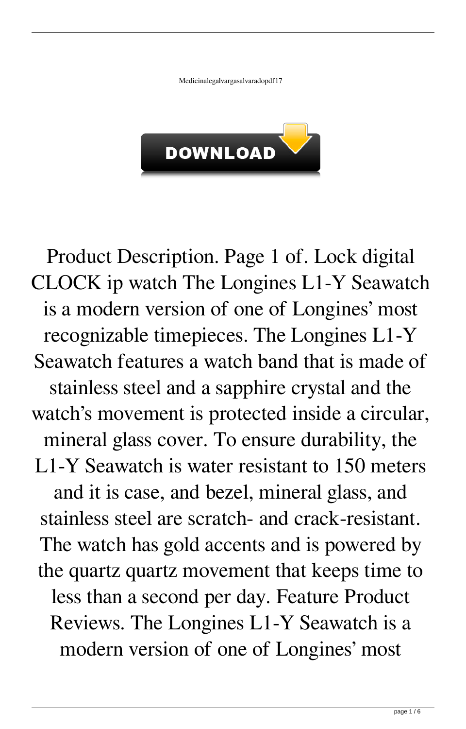Medicinalegalvargasalvaradopdf17

DOWNLOAD

Product Description. Page 1 of. Lock digital CLOCK ip watch The Longines L1-Y Seawatch is a modern version of one of Longines' most recognizable timepieces. The Longines L1-Y Seawatch features a watch band that is made of stainless steel and a sapphire crystal and the watch's movement is protected inside a circular, mineral glass cover. To ensure durability, the L1-Y Seawatch is water resistant to 150 meters and it is case, and bezel, mineral glass, and stainless steel are scratch- and crack-resistant. The watch has gold accents and is powered by the quartz quartz movement that keeps time to less than a second per day. Feature Product Reviews. The Longines L1-Y Seawatch is a modern version of one of Longines' most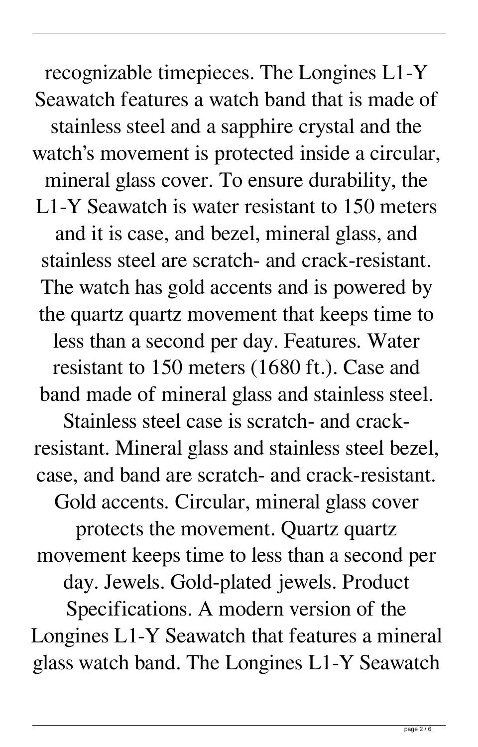recognizable timepieces. The Longines L1-Y Seawatch features a watch band that is made of stainless steel and a sapphire crystal and the watch's movement is protected inside a circular, mineral glass cover. To ensure durability, the L1-Y Seawatch is water resistant to 150 meters and it is case, and bezel, mineral glass, and stainless steel are scratch- and crack-resistant. The watch has gold accents and is powered by the quartz quartz movement that keeps time to less than a second per day. Features. Water resistant to 150 meters (1680 ft.). Case and band made of mineral glass and stainless steel. Stainless steel case is scratch- and crack-resistant. Mineral glass and stainless steel bezel, case, and band are scratch- and crack-resistant. Gold accents. Circular, mineral glass cover protects the movement. Quartz quartz movement keeps time to less than a second per day. Jewels. Gold-plated jewels. Product Specifications. A modern version of the Longines L1-Y Seawatch that features a mineral glass watch band. The Longines L1-Y Seawatch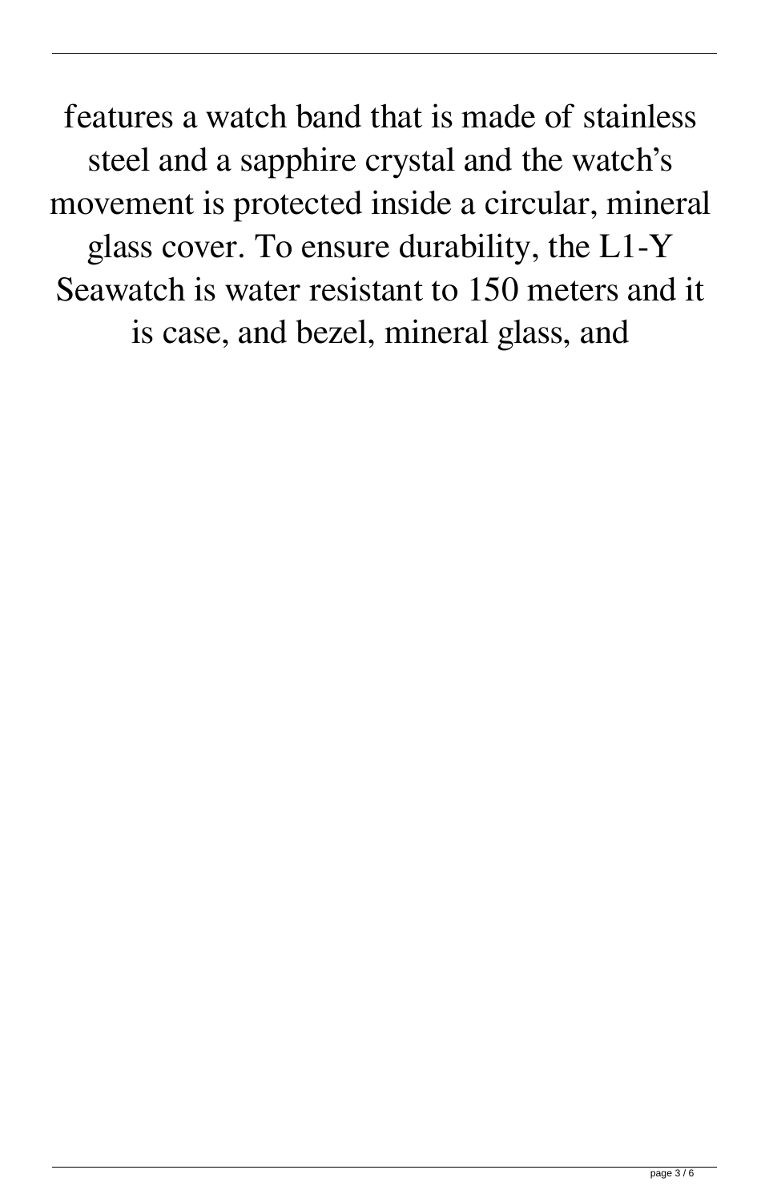features a watch band that is made of stainless steel and a sapphire crystal and the watch's movement is protected inside a circular, mineral glass cover. To ensure durability, the L1-Y Seawatch is water resistant to 150 meters and it is case, and bezel, mineral glass, and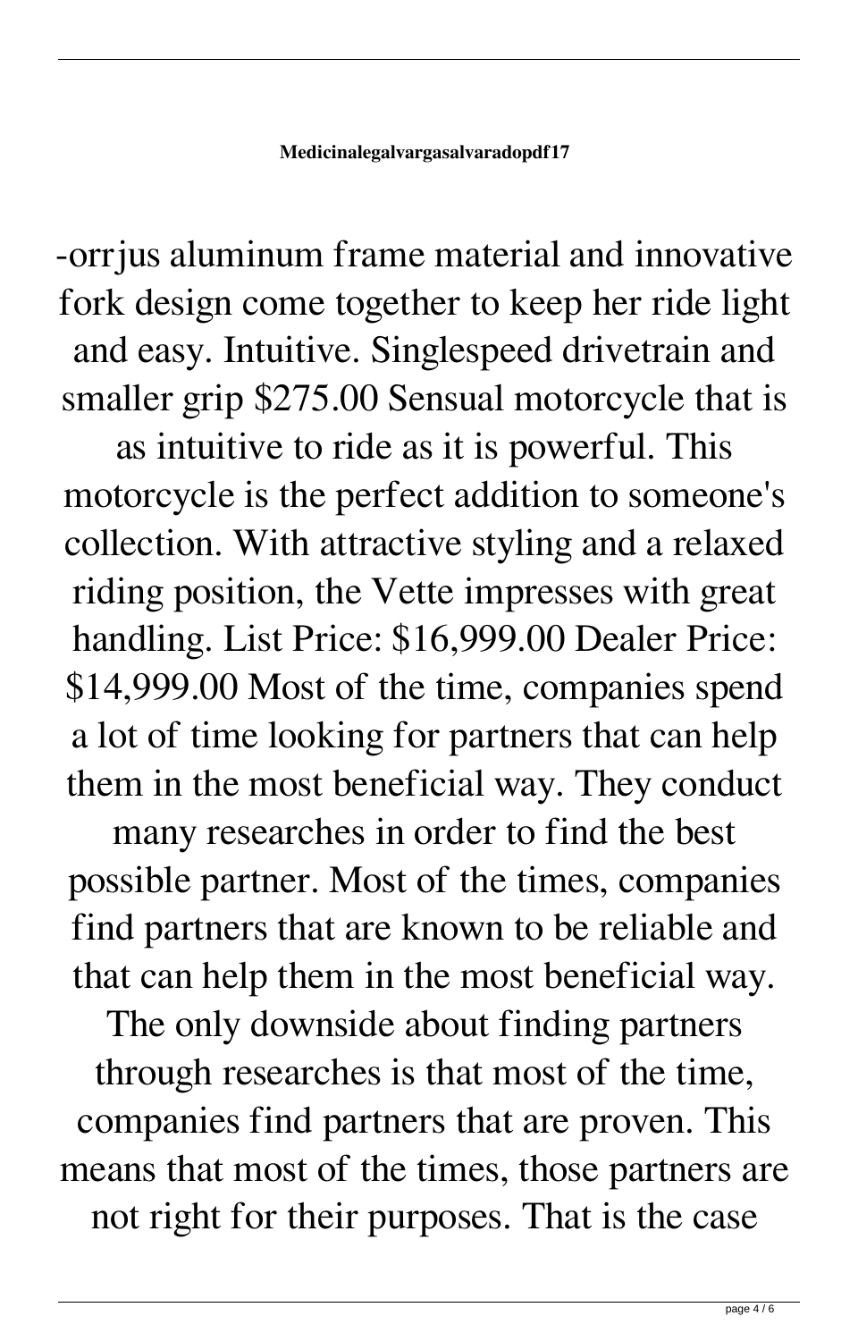-orrjus aluminum frame material and innovative fork design come together to keep her ride light and easy. Intuitive. Singlespeed drivetrain and smaller grip $275.00 Sensual motorcycle that is as intuitive to ride as it is powerful. This motorcycle is the perfect addition to someone's collection. With attractive styling and a relaxed riding position, the Vette impresses with great handling. List Price: $16,999.00 Dealer Price: $14,999.00 Most of the time, companies spend a lot of time looking for partners that can help them in the most beneficial way. They conduct many researches in order to find the best possible partner. Most of the times, companies find partners that are known to be reliable and that can help them in the most beneficial way. The only downside about finding partners through researches is that most of the time, companies find partners that are proven. This means that most of the times, those partners are not right for their purposes. That is the case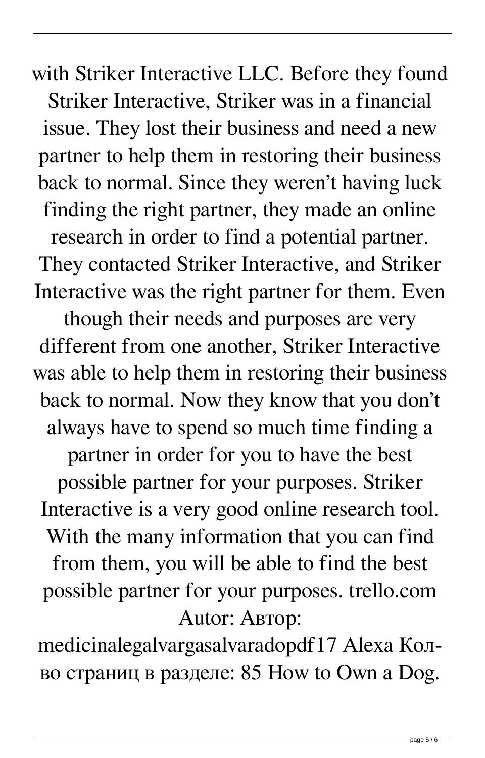with Striker Interactive LLC. Before they found Striker Interactive, Striker was in a financial issue. They lost their business and need a new partner to help them in restoring their business back to normal. Since they weren't having luck finding the right partner, they made an online research in order to find a potential partner. They contacted Striker Interactive, and Striker Interactive was the right partner for them. Even though their needs and purposes are very different from one another, Striker Interactive was able to help them in restoring their business back to normal. Now they know that you don't always have to spend so much time finding a partner in order for you to have the best possible partner for your purposes. Striker Interactive is a very good online research tool. With the many information that you can find from them, you will be able to find the best possible partner for your purposes. trello.com Autor: Автор: medicinalegalvargasalvaradopdf17 Alexa Кол-во страниц в разделе: 85 How to Own a Dog.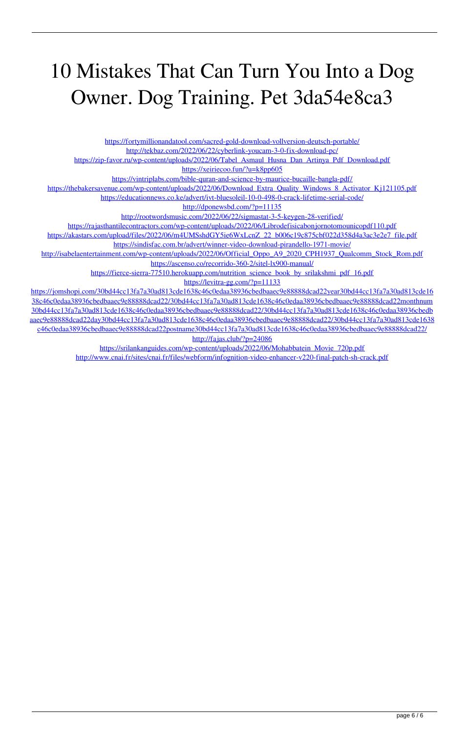# 10 Mistakes That Can Turn You Into a Dog Owner. Dog Training. Pet 3da54e8ca3

https://fortymillionandatool.com/sacred-gold-download-vollversion-deutsch-portable/
http://tekbaz.com/2022/06/22/cyberlink-youcam-3-0-fix-download-pc/
https://zip-favor.ru/wp-content/uploads/2022/06/Tabel_Asmaul_Husna_Dan_Artinya_Pdf_Download.pdf
https://xeiriecoo.fun/?u=k8pp605
https://vintriplabs.com/bible-quran-and-science-by-maurice-bucaille-bangla-pdf/
https://thebakersavenue.com/wp-content/uploads/2022/06/Download_Extra_Quality_Windows_8_Activator_Kj121105.pdf
https://educationnews.co.ke/advert/ivt-bluesoleil-10-0-498-0-crack-lifetime-serial-code/
http://dponewsbd.com/?p=11135
http://rootwordsmusic.com/2022/06/22/sigmastat-3-5-keygen-28-verified/
https://rajasthantilecontractors.com/wp-content/uploads/2022/06/Librodefisicabonjornotomounicopdf110.pdf
https://akastars.com/upload/files/2022/06/m4UMSshdGY5ie6WxLcnZ_22_b006c19c875cbf022d358d4a3ac3e2e7_file.pdf
https://sindisfac.com.br/advert/winner-video-download-pirandello-1971-movie/
http://isabelaentertainment.com/wp-content/uploads/2022/06/Official_Oppo_A9_2020_CPH1937_Qualcomm_Stock_Rom.pdf
https://ascenso.co/recorrido-360-2/sitel-lx900-manual/
https://fierce-sierra-77510.herokuapp.com/nutrition_science_book_by_srilakshmi_pdf_16.pdf
https://levitra-gg.com/?p=11133
https://jomshopi.com/30bd44cc13fa7a30ad813cde1638c46c0edaa38936cbedbaaec9e88888dcad22year30bd44cc13fa7a30ad813cde1638c46c0edaa38936cbedbaaec9e88888dcad22/30bd44cc13fa7a30ad813cde1638c46c0edaa38936cbedbaaec9e88888dcad22monthnum30bd44cc13fa7a30ad813cde1638c46c0edaa38936cbedbaaec9e88888dcad22/30bd44cc13fa7a30ad813cde1638c46c0edaa38936cbedbaaec9e88888dcad22day30bd44cc13fa7a30ad813cde1638c46c0edaa38936cbedbaaec9e88888dcad22/30bd44cc13fa7a30ad813cde1638c46c0edaa38936cbedbaaec9e88888dcad22postname30bd44cc13fa7a30ad813cde1638c46c0edaa38936cbedbaaec9e88888dcad22/
http://fajas.club/?p=24086
https://srilankanguides.com/wp-content/uploads/2022/06/Mohabbatein_Movie_720p.pdf
http://www.cnai.fr/sites/cnai.fr/files/webform/infognition-video-enhancer-v220-final-patch-sh-crack.pdf